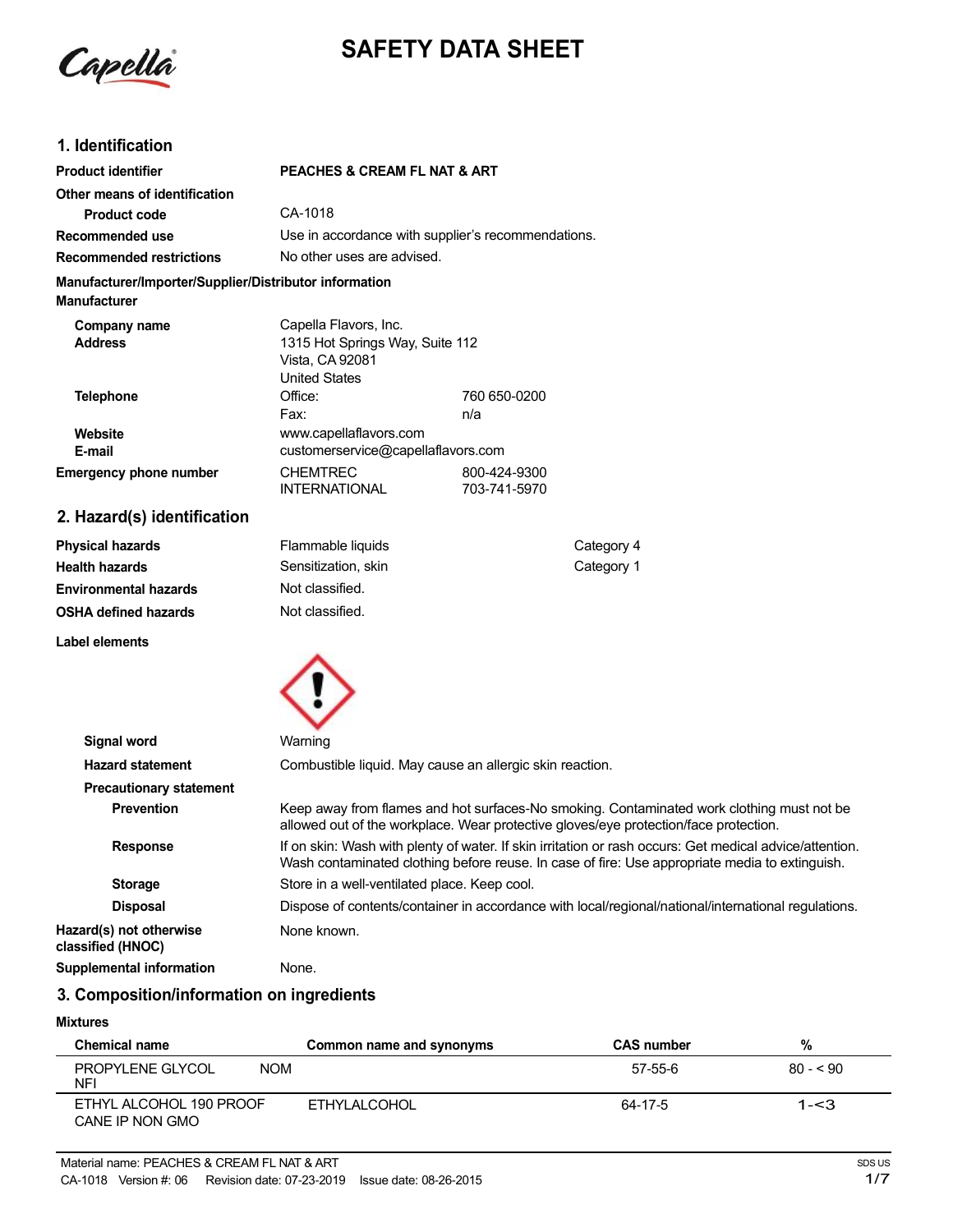# SAFETY DATA SHEET

## 1. Identification

**Product identifier** PEACHES & CREAM FL NAT & ART

**Other means of identification**

**Product code** CA-1018

**Recommended use** Use in accordance with supplier's recommendations.

**Recommended restrictions** No other uses are advised.

**Manufacturer/Importer/Supplier/Distributor information**

**Manufacturer**

**Company name** Capella Flavors, Inc.

**Address** 1315 Hot Springs Way, Suite 112
Vista, CA 92081
United States

**Telephone** Office: 760 650-0200
Fax: n/a

**Website** www.capellaflavors.com

**E-mail** customerservice@capellaflavors.com

**Emergency phone number** CHEMTREC 800-424-9300
INTERNATIONAL 703-741-5970

## 2. Hazard(s) identification

| | | |
|---|---|---|
| **Physical hazards** | Flammable liquids | Category 4 |
| **Health hazards** | Sensitization, skin | Category 1 |
| **Environmental hazards** | Not classified. | |
| **OSHA defined hazards** | Not classified. | |

**Label elements**

**Signal word** Warning

**Hazard statement** Combustible liquid. May cause an allergic skin reaction.

**Precautionary statement**

**Prevention** Keep away from flames and hot surfaces-No smoking. Contaminated work clothing must not be allowed out of the workplace. Wear protective gloves/eye protection/face protection.

**Response** If on skin: Wash with plenty of water. If skin irritation or rash occurs: Get medical advice/attention. Wash contaminated clothing before reuse. In case of fire: Use appropriate media to extinguish.

**Storage** Store in a well-ventilated place. Keep cool.

**Disposal** Dispose of contents/container in accordance with local/regional/national/international regulations.

**Hazard(s) not otherwise classified (HNOC)** None known.

**Supplemental information** None.

## 3. Composition/information on ingredients

**Mixtures**

| Chemical name | Common name and synonyms | CAS number | % |
|---|---|---|---|
| PROPYLENE GLYCOL NFI | NOM | 57-55-6 | 80 - < 90 |
| ETHYL ALCOHOL 190 PROOF CANE IP NON GMO | ETHYLALCOHOL | 64-17-5 | 1-<3 |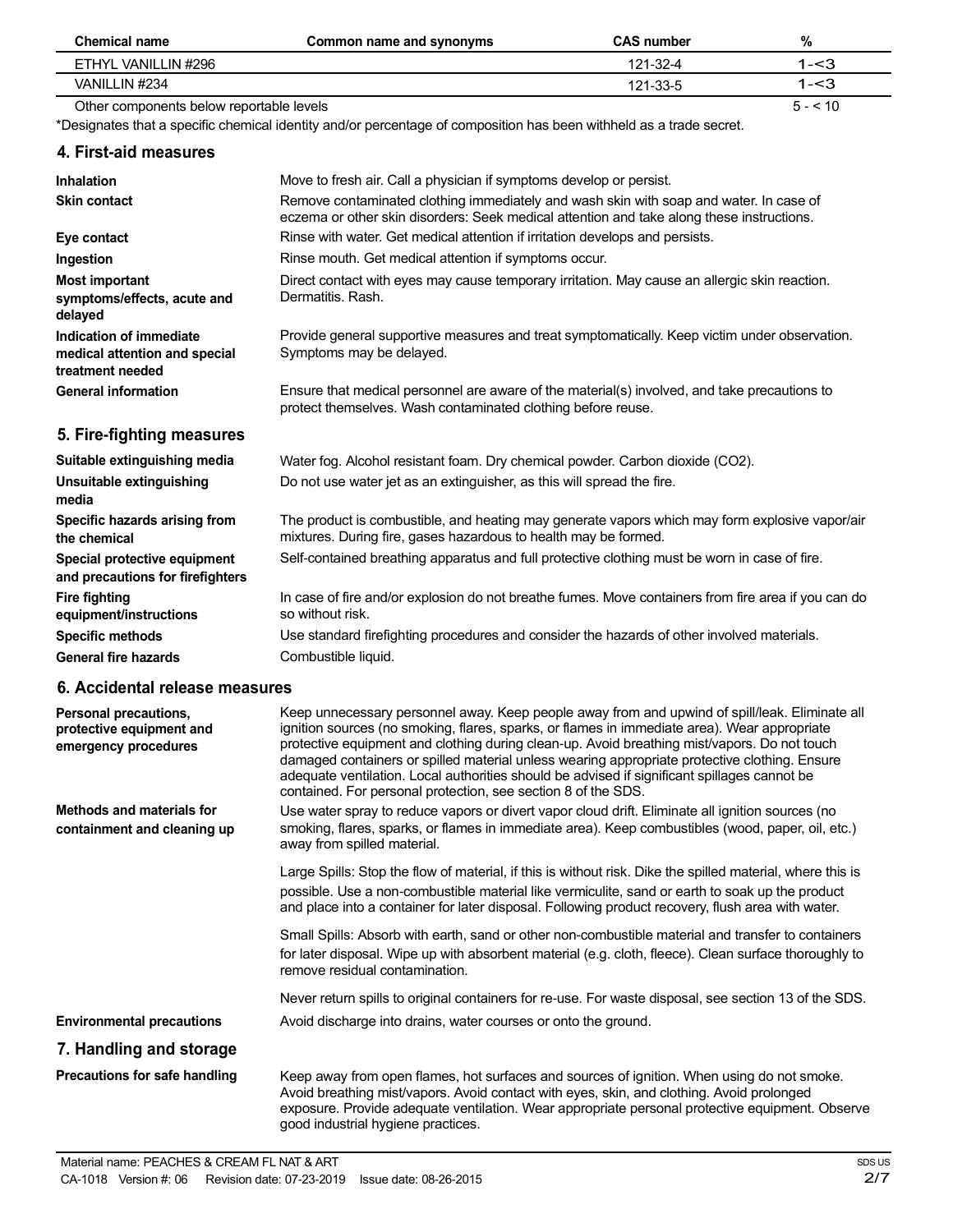| Chemical name | Common name and synonyms | CAS number | % |
|---|---|---|---|
| ETHYL VANILLIN #296 | | 121-32-4 | 1-<3 |
| VANILLIN #234 | | 121-33-5 | 1-<3 |
| Other components below reportable levels | | | 5 - < 10 |

*Designates that a specific chemical identity and/or percentage of composition has been withheld as a trade secret.

## 4. First-aid measures

**Inhalation**
Move to fresh air. Call a physician if symptoms develop or persist.

**Skin contact**
Remove contaminated clothing immediately and wash skin with soap and water. In case of eczema or other skin disorders: Seek medical attention and take along these instructions.

**Eye contact**
Rinse with water. Get medical attention if irritation develops and persists.

**Ingestion**
Rinse mouth. Get medical attention if symptoms occur.

**Most important symptoms/effects, acute and delayed**
Direct contact with eyes may cause temporary irritation. May cause an allergic skin reaction. Dermatitis. Rash.

**Indication of immediate medical attention and special treatment needed**
Provide general supportive measures and treat symptomatically. Keep victim under observation. Symptoms may be delayed.

**General information**
Ensure that medical personnel are aware of the material(s) involved, and take precautions to protect themselves. Wash contaminated clothing before reuse.

## 5. Fire-fighting measures

**Suitable extinguishing media**
Water fog. Alcohol resistant foam. Dry chemical powder. Carbon dioxide ($CO_2$).

**Unsuitable extinguishing media**
Do not use water jet as an extinguisher, as this will spread the fire.

**Specific hazards arising from the chemical**
The product is combustible, and heating may generate vapors which may form explosive vapor/air mixtures. During fire, gases hazardous to health may be formed.

**Special protective equipment and precautions for firefighters**
Self-contained breathing apparatus and full protective clothing must be worn in case of fire.

**Fire fighting equipment/instructions**
In case of fire and/or explosion do not breathe fumes. Move containers from fire area if you can do so without risk.

**Specific methods**
Use standard firefighting procedures and consider the hazards of other involved materials.

**General fire hazards**
Combustible liquid.

## 6. Accidental release measures

**Personal precautions, protective equipment and emergency procedures**
Keep unnecessary personnel away. Keep people away from and upwind of spill/leak. Eliminate all ignition sources (no smoking, flares, sparks, or flames in immediate area). Wear appropriate protective equipment and clothing during clean-up. Avoid breathing mist/vapors. Do not touch damaged containers or spilled material unless wearing appropriate protective clothing. Ensure adequate ventilation. Local authorities should be advised if significant spillages cannot be contained. For personal protection, see section 8 of the SDS.

**Methods and materials for containment and cleaning up**
Use water spray to reduce vapors or divert vapor cloud drift. Eliminate all ignition sources (no smoking, flares, sparks, or flames in immediate area). Keep combustibles (wood, paper, oil, etc.) away from spilled material.

Large Spills: Stop the flow of material, if this is without risk. Dike the spilled material, where this is possible. Use a non-combustible material like vermiculite, sand or earth to soak up the product and place into a container for later disposal. Following product recovery, flush area with water.

Small Spills: Absorb with earth, sand or other non-combustible material and transfer to containers for later disposal. Wipe up with absorbent material (e.g. cloth, fleece). Clean surface thoroughly to remove residual contamination.

Never return spills to original containers for re-use. For waste disposal, see section 13 of the SDS.

**Environmental precautions**
Avoid discharge into drains, water courses or onto the ground.

## 7. Handling and storage

**Precautions for safe handling**
Keep away from open flames, hot surfaces and sources of ignition. When using do not smoke. Avoid breathing mist/vapors. Avoid contact with eyes, skin, and clothing. Avoid prolonged exposure. Provide adequate ventilation. Wear appropriate personal protective equipment. Observe good industrial hygiene practices.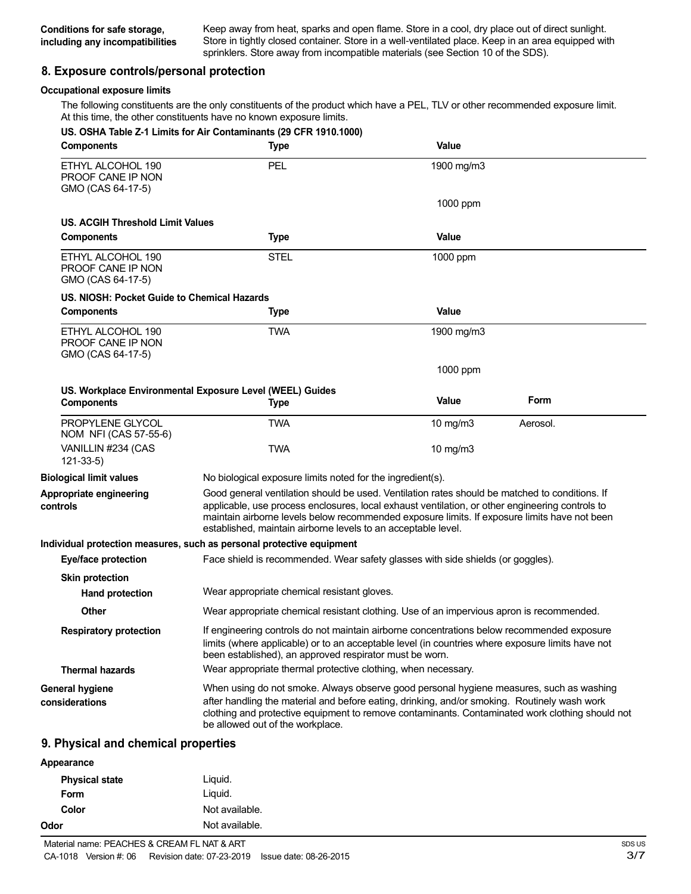**Conditions for safe storage, including any incompatibilities** Keep away from heat, sparks and open flame. Store in a cool, dry place out of direct sunlight. Store in tightly closed container. Store in a well-ventilated place. Keep in an area equipped with sprinklers. Store away from incompatible materials (see Section 10 of the SDS).

## 8. Exposure controls/personal protection

### Occupational exposure limits

The following constituents are the only constituents of the product which have a PEL, TLV or other recommended exposure limit. At this time, the other constituents have no known exposure limits.

**US. OSHA Table Z-1 Limits for Air Contaminants (29 CFR 1910.1000)**

| Components | Type | Value |
|---|---|---|
| ETHYL ALCOHOL 190 PROOF CANE IP NON GMO (CAS 64-17-5) | PEL | 1900 mg/m3 |
| | | 1000 ppm |

**US. ACGIH Threshold Limit Values**

| Components | Type | Value |
|---|---|---|
| ETHYL ALCOHOL 190 PROOF CANE IP NON GMO (CAS 64-17-5) | STEL | 1000 ppm |

**US. NIOSH: Pocket Guide to Chemical Hazards**

| Components | Type | Value |
|---|---|---|
| ETHYL ALCOHOL 190 PROOF CANE IP NON GMO (CAS 64-17-5) | TWA | 1900 mg/m3 |
| | | 1000 ppm |

**US. Workplace Environmental Exposure Level (WEEL) Guides**

| Components | Type | Value | Form |
|---|---|---|---|
| PROPYLENE GLYCOL NOM NFI (CAS 57-55-6) | TWA | 10 mg/m3 | Aerosol. |
| VANILLIN #234 (CAS 121-33-5) | TWA | 10 mg/m3 | |

**Biological limit values** No biological exposure limits noted for the ingredient(s).

**Appropriate engineering controls** Good general ventilation should be used. Ventilation rates should be matched to conditions. If applicable, use process enclosures, local exhaust ventilation, or other engineering controls to maintain airborne levels below recommended exposure limits. If exposure limits have not been established, maintain airborne levels to an acceptable level.

### Individual protection measures, such as personal protective equipment

**Eye/face protection** Face shield is recommended. Wear safety glasses with side shields (or goggles).

**Skin protection**

**Hand protection** Wear appropriate chemical resistant gloves.

**Other** Wear appropriate chemical resistant clothing. Use of an impervious apron is recommended.

**Respiratory protection** If engineering controls do not maintain airborne concentrations below recommended exposure limits (where applicable) or to an acceptable level (in countries where exposure limits have not been established), an approved respirator must be worn.

**Thermal hazards** Wear appropriate thermal protective clothing, when necessary.

**General hygiene considerations** When using do not smoke. Always observe good personal hygiene measures, such as washing after handling the material and before eating, drinking, and/or smoking. Routinely wash work clothing and protective equipment to remove contaminants. Contaminated work clothing should not be allowed out of the workplace.

## 9. Physical and chemical properties

**Appearance**

**Physical state** Liquid.

**Form** Liquid.

**Color** Not available.

**Odor** Not available.

Material name: PEACHES & CREAM FL NAT & ART

CA-1018 Version #: 06 Revision date: 07-23-2019 Issue date: 08-26-2015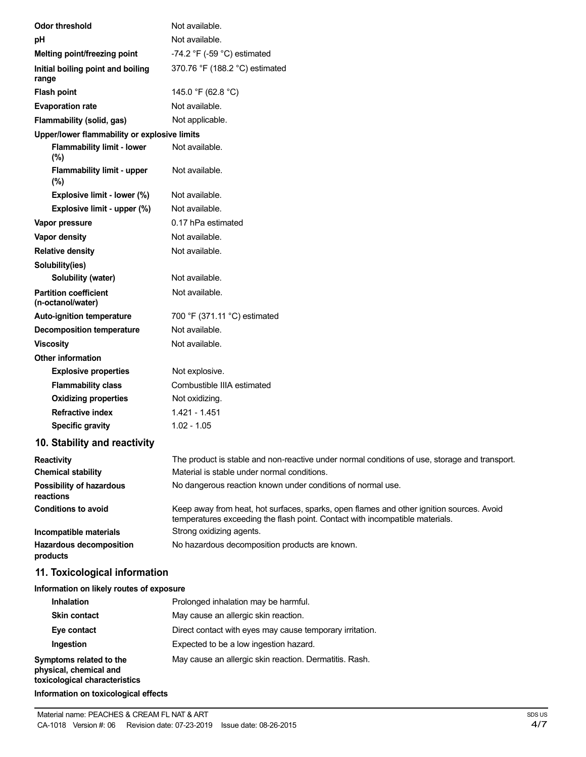| | |
|---|---|
| **Odor threshold** | Not available. |
| **pH** | Not available. |
| **Melting point/freezing point** | -74.2 °F (-59 °C) estimated |
| **Initial boiling point and boiling range** | 370.76 °F (188.2 °C) estimated |
| **Flash point** | 145.0 °F (62.8 °C) |
| **Evaporation rate** | Not available. |
| **Flammability (solid, gas)** | Not applicable. |
| **Upper/lower flammability or explosive limits** | |
| **Flammability limit - lower (%)** | Not available. |
| **Flammability limit - upper (%)** | Not available. |
| **Explosive limit - lower (%)** | Not available. |
| **Explosive limit - upper (%)** | Not available. |
| **Vapor pressure** | 0.17 hPa estimated |
| **Vapor density** | Not available. |
| **Relative density** | Not available. |
| **Solubility(ies)** | |
| **Solubility (water)** | Not available. |
| **Partition coefficient (n-octanol/water)** | Not available. |
| **Auto-ignition temperature** | 700 °F (371.11 °C) estimated |
| **Decomposition temperature** | Not available. |
| **Viscosity** | Not available. |
| **Other information** | |
| **Explosive properties** | Not explosive. |
| **Flammability class** | Combustible IIIA estimated |
| **Oxidizing properties** | Not oxidizing. |
| **Refractive index** | 1.421 - 1.451 |
| **Specific gravity** | 1.02 - 1.05 |

## 10. Stability and reactivity

| | |
|---|---|
| **Reactivity** | The product is stable and non-reactive under normal conditions of use, storage and transport. |
| **Chemical stability** | Material is stable under normal conditions. |
| **Possibility of hazardous reactions** | No dangerous reaction known under conditions of normal use. |
| **Conditions to avoid** | Keep away from heat, hot surfaces, sparks, open flames and other ignition sources. Avoid temperatures exceeding the flash point. Contact with incompatible materials. |
| **Incompatible materials** | Strong oxidizing agents. |
| **Hazardous decomposition products** | No hazardous decomposition products are known. |

## 11. Toxicological information

**Information on likely routes of exposure**

| | |
|---|---|
| **Inhalation** | Prolonged inhalation may be harmful. |
| **Skin contact** | May cause an allergic skin reaction. |
| **Eye contact** | Direct contact with eyes may cause temporary irritation. |
| **Ingestion** | Expected to be a low ingestion hazard. |
| **Symptoms related to the physical, chemical and toxicological characteristics** | May cause an allergic skin reaction. Dermatitis. Rash. |

**Information on toxicological effects**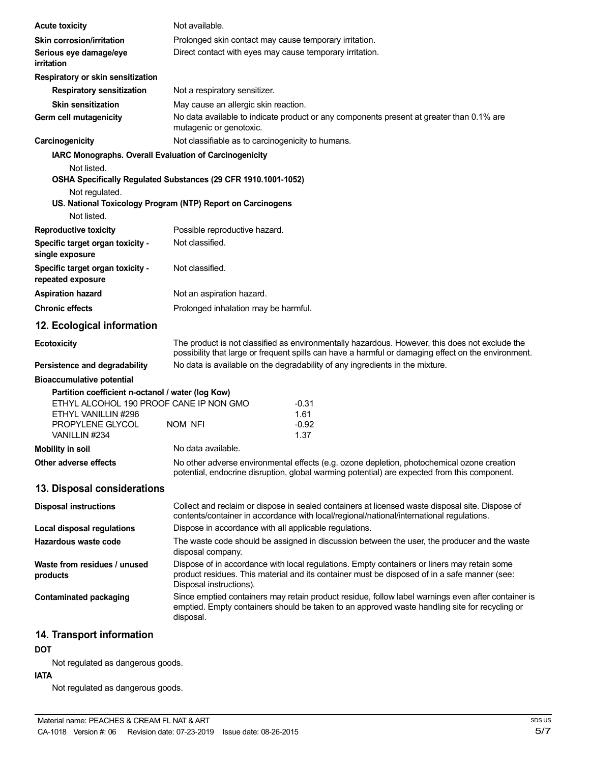**Acute toxicity** Not available.

**Skin corrosion/irritation** Prolonged skin contact may cause temporary irritation.

**Serious eye damage/eye irritation** Direct contact with eyes may cause temporary irritation.

**Respiratory or skin sensitization**

**Respiratory sensitization** Not a respiratory sensitizer.

**Skin sensitization** May cause an allergic skin reaction.

**Germ cell mutagenicity** No data available to indicate product or any components present at greater than 0.1% are mutagenic or genotoxic.

**Carcinogenicity** Not classifiable as to carcinogenicity to humans.

**IARC Monographs. Overall Evaluation of Carcinogenicity**

Not listed.

**OSHA Specifically Regulated Substances (29 CFR 1910.1001-1052)**

Not regulated.

**US. National Toxicology Program (NTP) Report on Carcinogens**

Not listed.

**Reproductive toxicity** Possible reproductive hazard.

**Specific target organ toxicity - single exposure** Not classified.

**Specific target organ toxicity - repeated exposure** Not classified.

**Aspiration hazard** Not an aspiration hazard.

**Chronic effects** Prolonged inhalation may be harmful.

## 12. Ecological information

**Ecotoxicity** The product is not classified as environmentally hazardous. However, this does not exclude the possibility that large or frequent spills can have a harmful or damaging effect on the environment.

**Persistence and degradability** No data is available on the degradability of any ingredients in the mixture.

**Bioaccumulative potential**

**Partition coefficient n-octanol / water (log Kow)**

| | |
|---|---|
| ETHYL ALCOHOL 190 PROOF CANE IP NON GMO | -0.31 |
| ETHYL VANILLIN #296 | 1.61 |
| PROPYLENE GLYCOL NOM NFI | -0.92 |
| VANILLIN #234 | 1.37 |

**Mobility in soil** No data available.

**Other adverse effects** No other adverse environmental effects (e.g. ozone depletion, photochemical ozone creation potential, endocrine disruption, global warming potential) are expected from this component.

## 13. Disposal considerations

**Disposal instructions** Collect and reclaim or dispose in sealed containers at licensed waste disposal site. Dispose of contents/container in accordance with local/regional/national/international regulations.

**Local disposal regulations** Dispose in accordance with all applicable regulations.

**Hazardous waste code** The waste code should be assigned in discussion between the user, the producer and the waste disposal company.

**Waste from residues / unused products** Dispose of in accordance with local regulations. Empty containers or liners may retain some product residues. This material and its container must be disposed of in a safe manner (see: Disposal instructions).

**Contaminated packaging** Since emptied containers may retain product residue, follow label warnings even after container is emptied. Empty containers should be taken to an approved waste handling site for recycling or disposal.

## 14. Transport information

**DOT**

Not regulated as dangerous goods.

**IATA**

Not regulated as dangerous goods.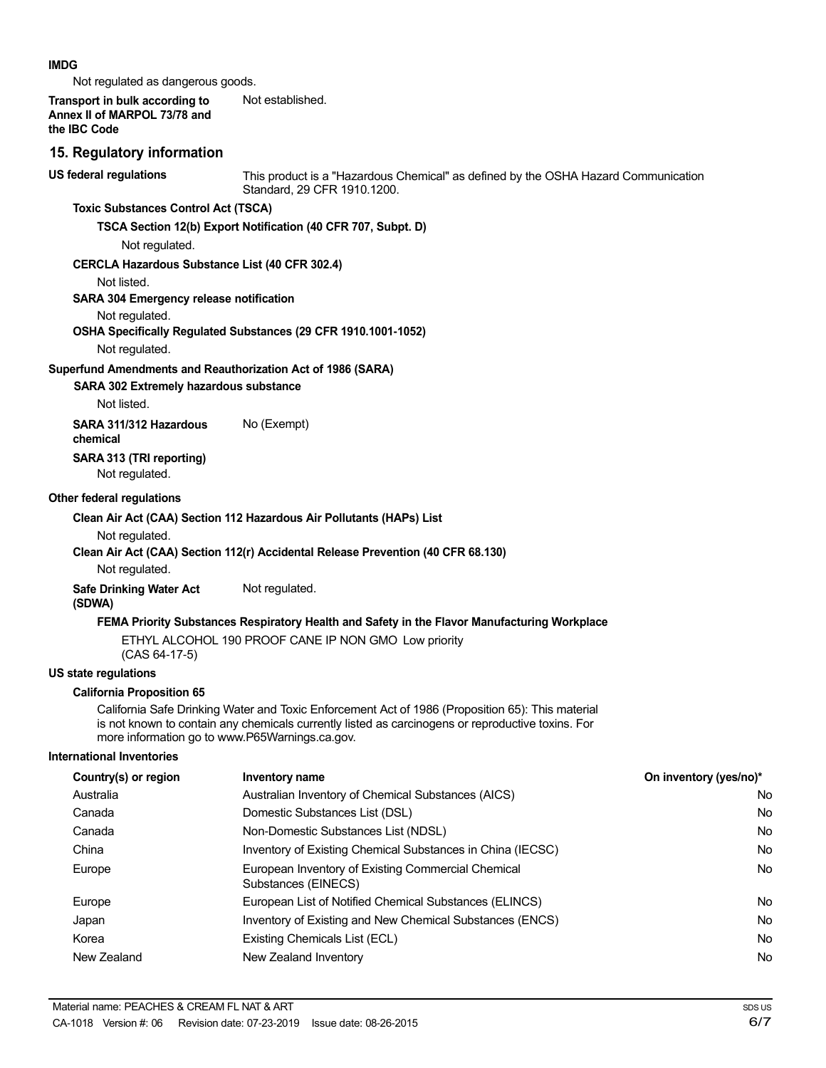**IMDG**

Not regulated as dangerous goods.

**Transport in bulk according to Annex II of MARPOL 73/78 and the IBC Code** Not established.

## 15. Regulatory information

**US federal regulations** This product is a "Hazardous Chemical" as defined by the OSHA Hazard Communication Standard, 29 CFR 1910.1200.

**Toxic Substances Control Act (TSCA)**

**TSCA Section 12(b) Export Notification (40 CFR 707, Subpt. D)**

Not regulated.

**CERCLA Hazardous Substance List (40 CFR 302.4)**

Not listed.

**SARA 304 Emergency release notification**

Not regulated.

**OSHA Specifically Regulated Substances (29 CFR 1910.1001-1052)**

Not regulated.

**Superfund Amendments and Reauthorization Act of 1986 (SARA)**

**SARA 302 Extremely hazardous substance**

Not listed.

**SARA 311/312 Hazardous chemical** No (Exempt)

**SARA 313 (TRI reporting)**

Not regulated.

**Other federal regulations**

**Clean Air Act (CAA) Section 112 Hazardous Air Pollutants (HAPs) List**

Not regulated.

**Clean Air Act (CAA) Section 112(r) Accidental Release Prevention (40 CFR 68.130)**

Not regulated.

**Safe Drinking Water Act (SDWA)** Not regulated.

**FEMA Priority Substances Respiratory Health and Safety in the Flavor Manufacturing Workplace**

ETHYL ALCOHOL 190 PROOF CANE IP NON GMO Low priority (CAS 64-17-5)

**US state regulations**

**California Proposition 65**

California Safe Drinking Water and Toxic Enforcement Act of 1986 (Proposition 65): This material is not known to contain any chemicals currently listed as carcinogens or reproductive toxins. For more information go to www.P65Warnings.ca.gov.

**International Inventories**

| Country(s) or region | Inventory name | On inventory (yes/no)* |
|---|---|---|
| Australia | Australian Inventory of Chemical Substances (AICS) | No |
| Canada | Domestic Substances List (DSL) | No |
| Canada | Non-Domestic Substances List (NDSL) | No |
| China | Inventory of Existing Chemical Substances in China (IECSC) | No |
| Europe | European Inventory of Existing Commercial Chemical Substances (EINECS) | No |
| Europe | European List of Notified Chemical Substances (ELINCS) | No |
| Japan | Inventory of Existing and New Chemical Substances (ENCS) | No |
| Korea | Existing Chemicals List (ECL) | No |
| New Zealand | New Zealand Inventory | No |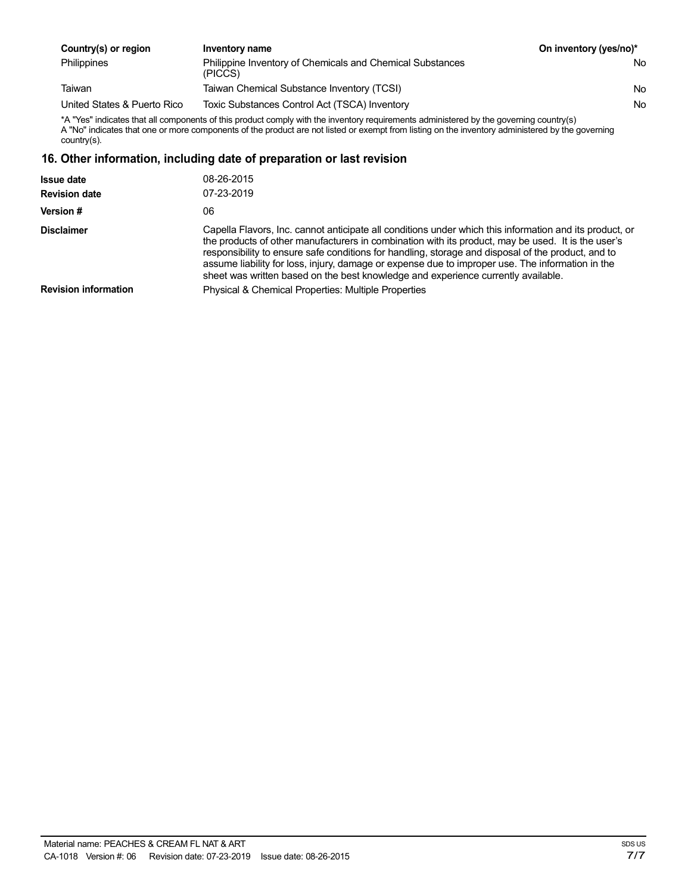| Country(s) or region | Inventory name | On inventory (yes/no)* |
| --- | --- | --- |
| Philippines | Philippine Inventory of Chemicals and Chemical Substances (PICCS) | No |
| Taiwan | Taiwan Chemical Substance Inventory (TCSI) | No |
| United States & Puerto Rico | Toxic Substances Control Act (TSCA) Inventory | No |

*A "Yes" indicates that all components of this product comply with the inventory requirements administered by the governing country(s)
A "No" indicates that one or more components of the product are not listed or exempt from listing on the inventory administered by the governing country(s).

## 16. Other information, including date of preparation or last revision

| | |
| --- | --- |
| **Issue date** | 08-26-2015 |
| **Revision date** | 07-23-2019 |
| **Version #** | 06 |
| **Disclaimer** | Capella Flavors, Inc. cannot anticipate all conditions under which this information and its product, or the products of other manufacturers in combination with its product, may be used. It is the user's responsibility to ensure safe conditions for handling, storage and disposal of the product, and to assume liability for loss, injury, damage or expense due to improper use. The information in the sheet was written based on the best knowledge and experience currently available. |
| **Revision information** | Physical & Chemical Properties: Multiple Properties |